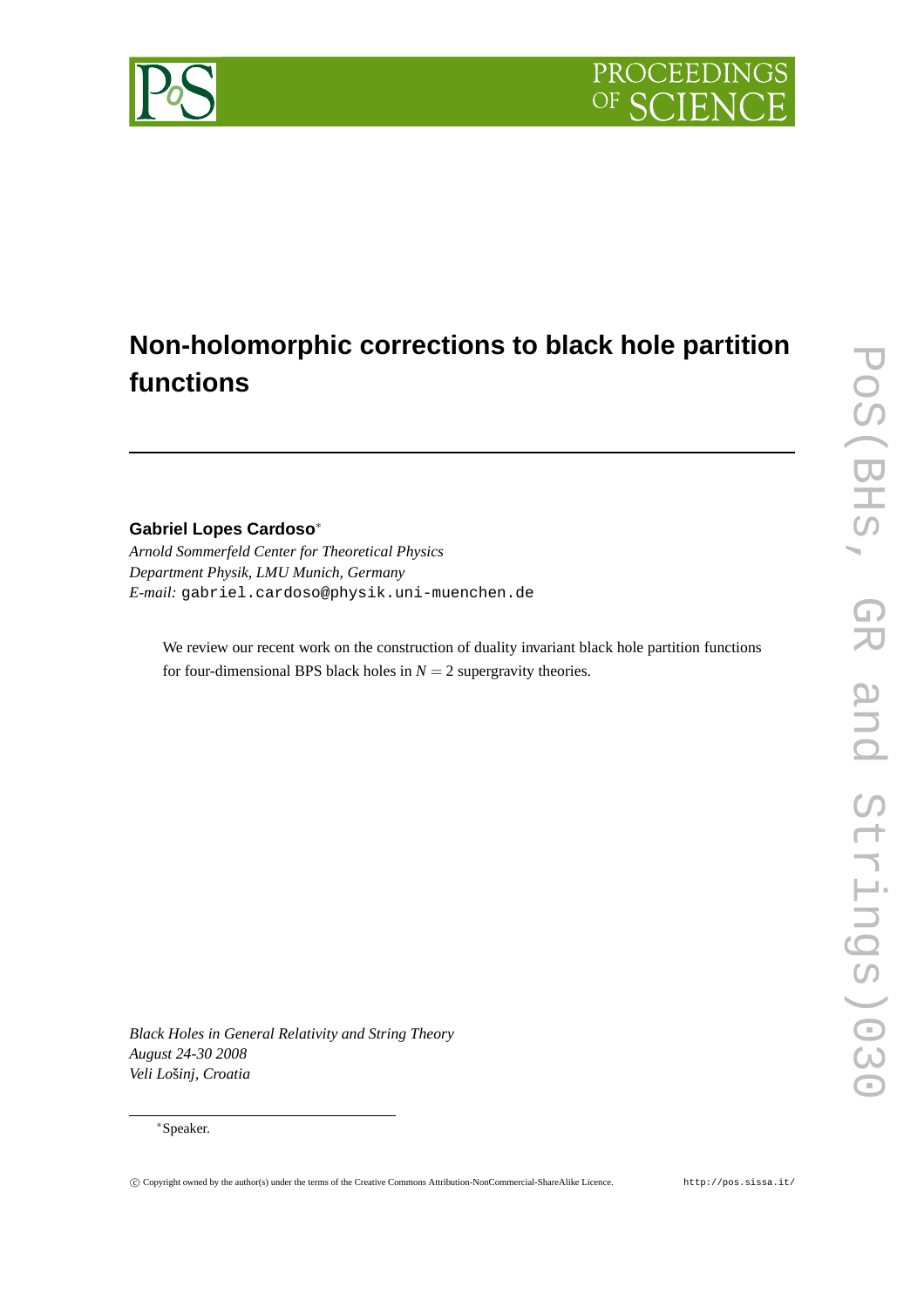# Non-holomorphic corrections to black hole partition functions

**Gabriel Lopes Cardoso***

*Arnold Sommerfeld Center for Theoretical Physics*
*Department Physik, LMU Munich, Germany*
*E-mail:* gabriel.cardoso@physik.uni-muenchen.de

We review our recent work on the construction of duality invariant black hole partition functions for four-dimensional BPS black holes in $N = 2$ supergravity theories.

*Black Holes in General Relativity and String Theory*
*August 24-30 2008*
*Veli Lošinj, Croatia*

*Speaker.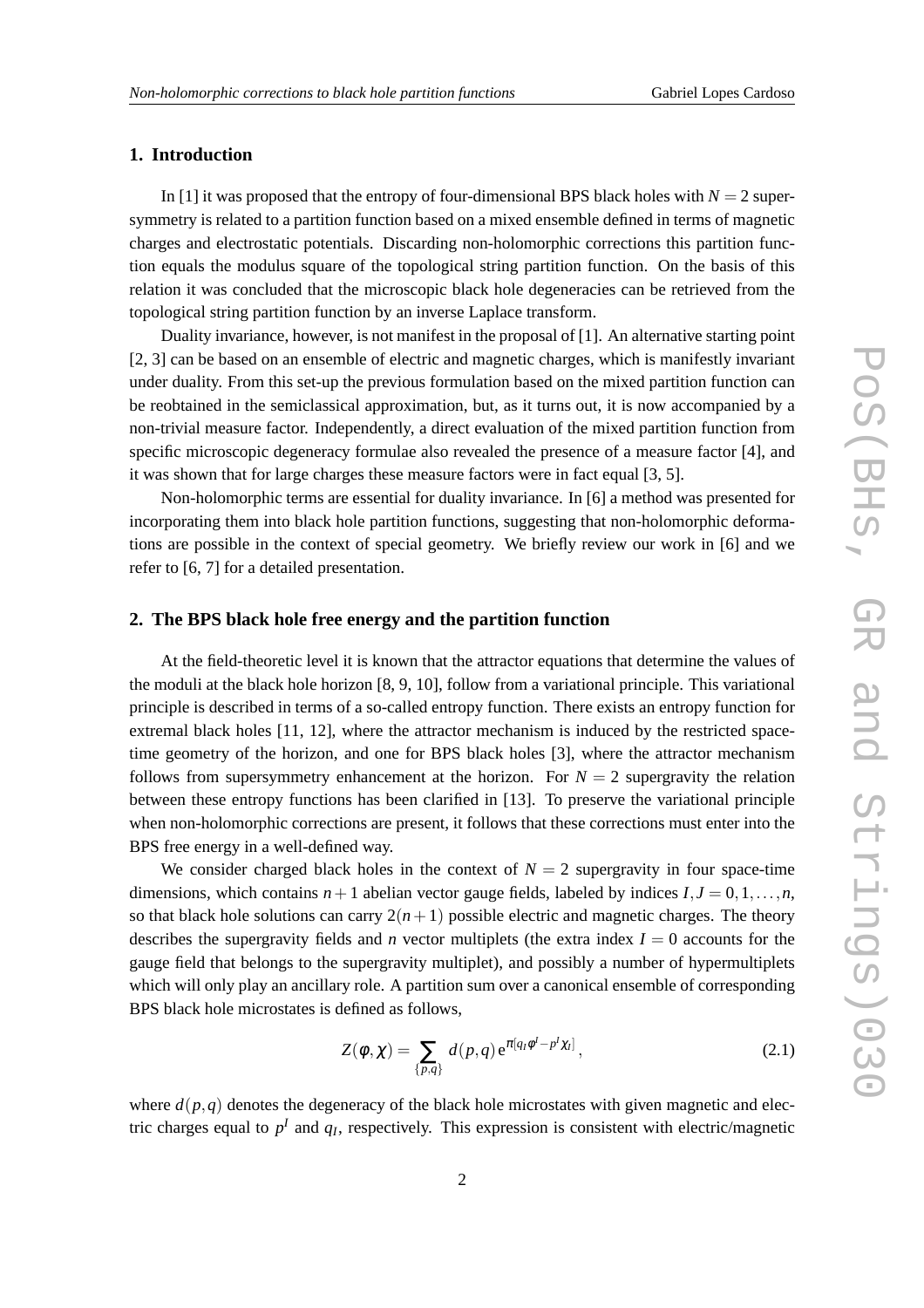## 1. Introduction

In [1] it was proposed that the entropy of four-dimensional BPS black holes with $N = 2$ supersymmetry is related to a partition function based on a mixed ensemble defined in terms of magnetic charges and electrostatic potentials. Discarding non-holomorphic corrections this partition function equals the modulus square of the topological string partition function. On the basis of this relation it was concluded that the microscopic black hole degeneracies can be retrieved from the topological string partition function by an inverse Laplace transform.

Duality invariance, however, is not manifest in the proposal of [1]. An alternative starting point [2, 3] can be based on an ensemble of electric and magnetic charges, which is manifestly invariant under duality. From this set-up the previous formulation based on the mixed partition function can be reobtained in the semiclassical approximation, but, as it turns out, it is now accompanied by a non-trivial measure factor. Independently, a direct evaluation of the mixed partition function from specific microscopic degeneracy formulae also revealed the presence of a measure factor [4], and it was shown that for large charges these measure factors were in fact equal [3, 5].

Non-holomorphic terms are essential for duality invariance. In [6] a method was presented for incorporating them into black hole partition functions, suggesting that non-holomorphic deformations are possible in the context of special geometry. We briefly review our work in [6] and we refer to [6, 7] for a detailed presentation.

## 2. The BPS black hole free energy and the partition function

At the field-theoretic level it is known that the attractor equations that determine the values of the moduli at the black hole horizon [8, 9, 10], follow from a variational principle. This variational principle is described in terms of a so-called entropy function. There exists an entropy function for extremal black holes [11, 12], where the attractor mechanism is induced by the restricted space-time geometry of the horizon, and one for BPS black holes [3], where the attractor mechanism follows from supersymmetry enhancement at the horizon. For $N = 2$ supergravity the relation between these entropy functions has been clarified in [13]. To preserve the variational principle when non-holomorphic corrections are present, it follows that these corrections must enter into the BPS free energy in a well-defined way.

We consider charged black holes in the context of $N = 2$ supergravity in four space-time dimensions, which contains $n+1$ abelian vector gauge fields, labeled by indices $I, J = 0, 1, \ldots, n$, so that black hole solutions can carry $2(n+1)$ possible electric and magnetic charges. The theory describes the supergravity fields and $n$ vector multiplets (the extra index $I = 0$ accounts for the gauge field that belongs to the supergravity multiplet), and possibly a number of hypermultiplets which will only play an ancillary role. A partition sum over a canonical ensemble of corresponding BPS black hole microstates is defined as follows,

$$Z(\phi, \chi) = \sum_{\{p,q\}} d(p,q)\, \mathrm{e}^{\pi[q_I \phi^I - p^I \chi_I]}\,, \tag{2.1}$$

where $d(p,q)$ denotes the degeneracy of the black hole microstates with given magnetic and electric charges equal to $p^I$ and $q_I$, respectively. This expression is consistent with electric/magnetic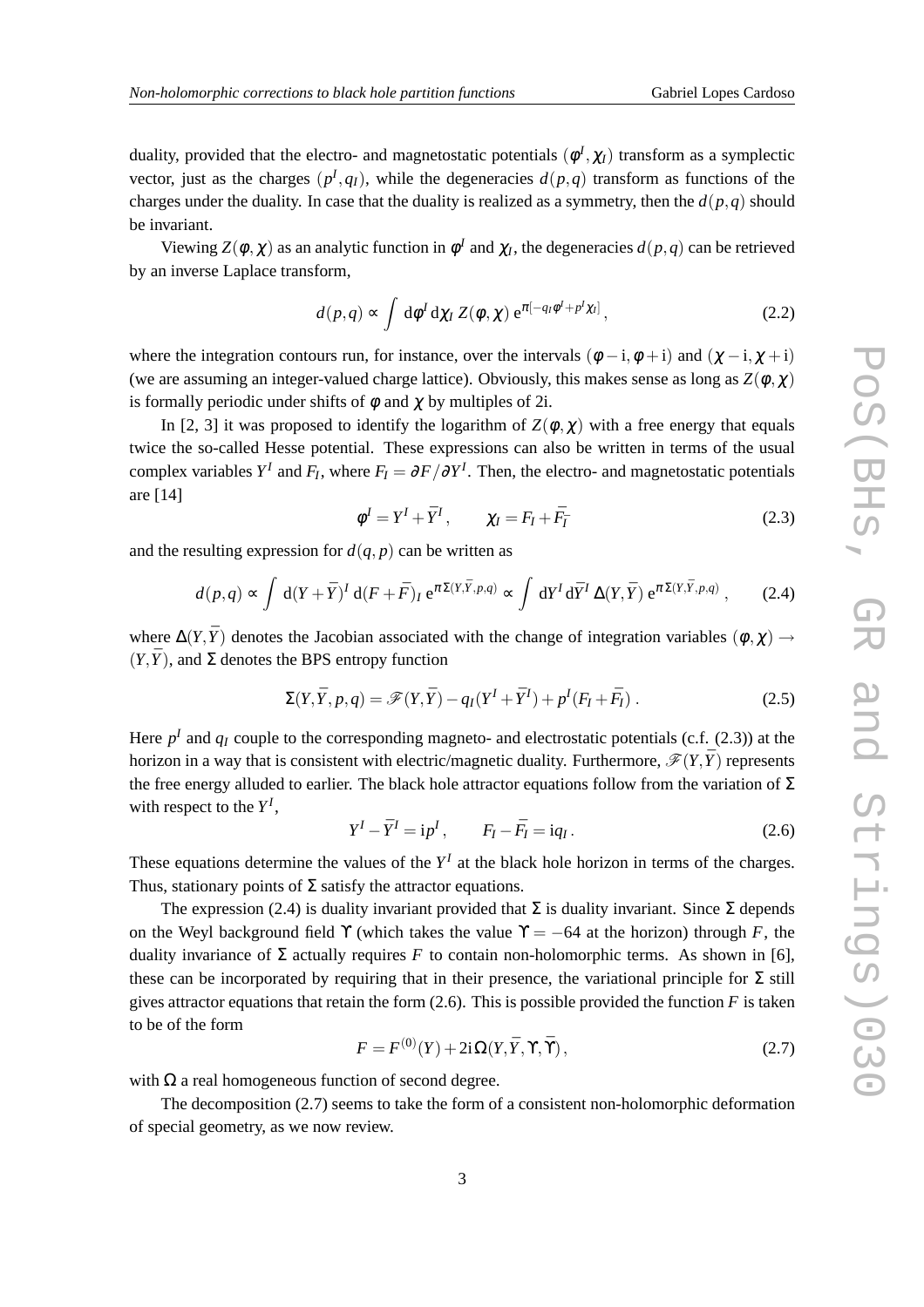duality, provided that the electro- and magnetostatic potentials $(\phi^I, \chi_I)$ transform as a symplectic vector, just as the charges $(p^I, q_I)$, while the degeneracies $d(p,q)$ transform as functions of the charges under the duality. In case that the duality is realized as a symmetry, then the $d(p,q)$ should be invariant.

Viewing $Z(\phi, \chi)$ as an analytic function in $\phi^I$ and $\chi_I$, the degeneracies $d(p,q)$ can be retrieved by an inverse Laplace transform,

$$d(p,q) \propto \int \mathrm{d}\phi^I \, \mathrm{d}\chi_I \, Z(\phi, \chi) \, \mathrm{e}^{\pi[-q_I \phi^I + p^I \chi_I]} \,, \tag{2.2}$$

where the integration contours run, for instance, over the intervals $(\phi - \mathrm{i}, \phi + \mathrm{i})$ and $(\chi - \mathrm{i}, \chi + \mathrm{i})$ (we are assuming an integer-valued charge lattice). Obviously, this makes sense as long as $Z(\phi, \chi)$ is formally periodic under shifts of $\phi$ and $\chi$ by multiples of 2i.

In [2, 3] it was proposed to identify the logarithm of $Z(\phi, \chi)$ with a free energy that equals twice the so-called Hesse potential. These expressions can also be written in terms of the usual complex variables $Y^I$ and $F_I$, where $F_I = \partial F / \partial Y^I$. Then, the electro- and magnetostatic potentials are [14]

$$\phi^I = Y^I + \bar{Y}^I \,, \qquad \chi_I = F_I + \bar{F}_I \tag{2.3}$$

and the resulting expression for $d(q,p)$ can be written as

$$d(p,q) \propto \int \mathrm{d}(Y + \bar{Y})^I \, \mathrm{d}(F + \bar{F})_I \, \mathrm{e}^{\pi \Sigma(Y, \bar{Y}, p, q)} \propto \int \mathrm{d}Y^I \, \mathrm{d}\bar{Y}^I \, \Delta(Y, \bar{Y}) \, \mathrm{e}^{\pi \Sigma(Y, \bar{Y}, p, q)} \,, \tag{2.4}$$

where $\Delta(Y, \bar{Y})$ denotes the Jacobian associated with the change of integration variables $(\phi, \chi) \rightarrow (Y, \bar{Y})$, and $\Sigma$ denotes the BPS entropy function

$$\Sigma(Y, \bar{Y}, p, q) = \mathscr{F}(Y, \bar{Y}) - q_I (Y^I + \bar{Y}^I) + p^I (F_I + \bar{F}_I) \,. \tag{2.5}$$

Here $p^I$ and $q_I$ couple to the corresponding magneto- and electrostatic potentials (c.f. (2.3)) at the horizon in a way that is consistent with electric/magnetic duality. Furthermore, $\mathscr{F}(Y, \bar{Y})$ represents the free energy alluded to earlier. The black hole attractor equations follow from the variation of $\Sigma$ with respect to the $Y^I$,

$$Y^I - \bar{Y}^I = \mathrm{i} p^I \,, \qquad F_I - \bar{F}_I = \mathrm{i} q_I \,. \tag{2.6}$$

These equations determine the values of the $Y^I$ at the black hole horizon in terms of the charges. Thus, stationary points of $\Sigma$ satisfy the attractor equations.

The expression (2.4) is duality invariant provided that $\Sigma$ is duality invariant. Since $\Sigma$ depends on the Weyl background field $\Upsilon$ (which takes the value $\Upsilon = -64$ at the horizon) through $F$, the duality invariance of $\Sigma$ actually requires $F$ to contain non-holomorphic terms. As shown in [6], these can be incorporated by requiring that in their presence, the variational principle for $\Sigma$ still gives attractor equations that retain the form (2.6). This is possible provided the function $F$ is taken to be of the form

$$F = F^{(0)}(Y) + 2\mathrm{i}\, \Omega(Y, \bar{Y}, \Upsilon, \bar{\Upsilon}) \,, \tag{2.7}$$

with $\Omega$ a real homogeneous function of second degree.

The decomposition (2.7) seems to take the form of a consistent non-holomorphic deformation of special geometry, as we now review.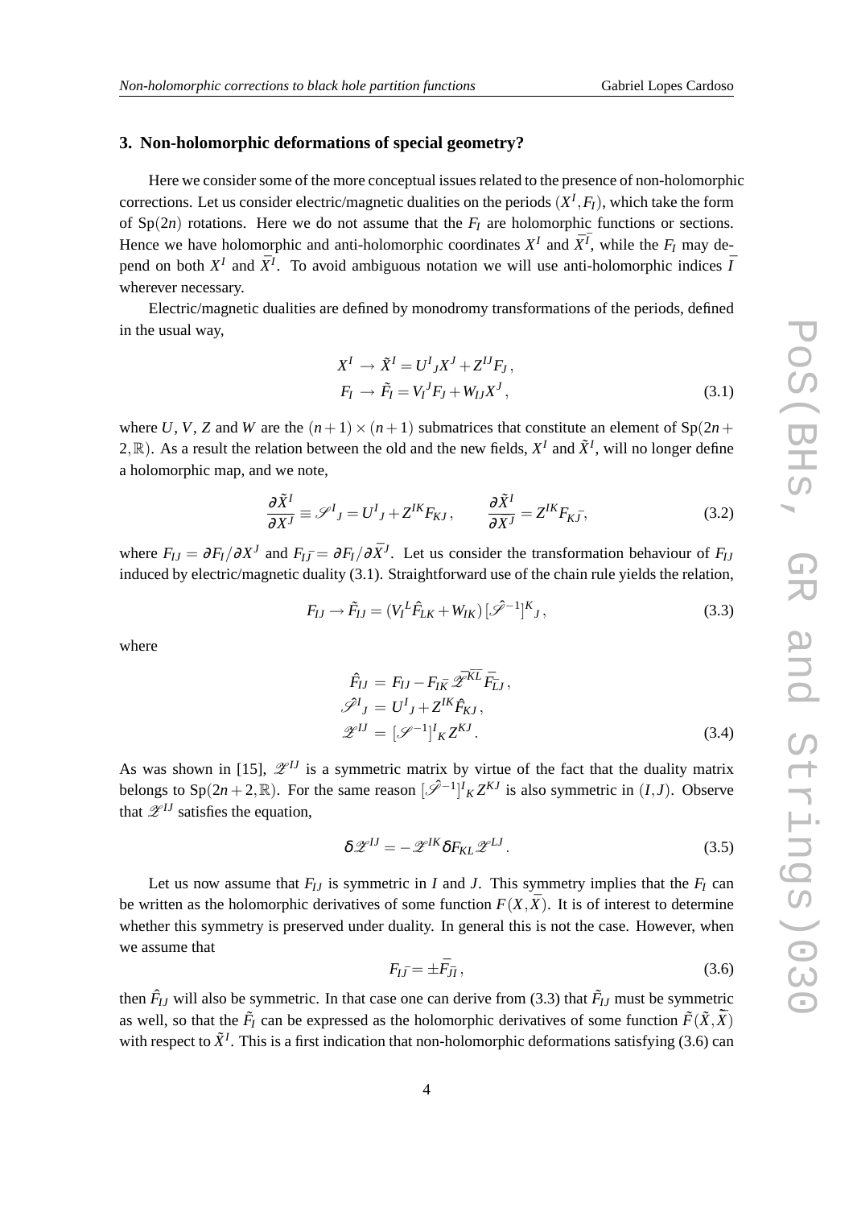## 3. Non-holomorphic deformations of special geometry?

Here we consider some of the more conceptual issues related to the presence of non-holomorphic corrections. Let us consider electric/magnetic dualities on the periods $(X^I, F_I)$, which take the form of $\mathrm{Sp}(2n)$ rotations. Here we do not assume that the $F_I$ are holomorphic functions or sections. Hence we have holomorphic and anti-holomorphic coordinates $X^I$ and $\bar{X}^{\bar{I}}$, while the $F_I$ may depend on both $X^I$ and $\bar{X}^{\bar{I}}$. To avoid ambiguous notation we will use anti-holomorphic indices $\bar{I}$ wherever necessary.

Electric/magnetic dualities are defined by monodromy transformations of the periods, defined in the usual way,

$$
\begin{aligned}
X^I &\to \tilde{X}^I = U^I{}_J X^J + Z^{IJ} F_J \,, \\
F_I &\to \tilde{F}_I = V_I{}^J F_J + W_{IJ} X^J \,,
\end{aligned}
\tag{3.1}
$$

where $U$, $V$, $Z$ and $W$ are the $(n+1)\times(n+1)$ submatrices that constitute an element of $\mathrm{Sp}(2n+2,\mathbb{R})$. As a result the relation between the old and the new fields, $X^I$ and $\tilde{X}^I$, will no longer define a holomorphic map, and we note,

$$
\frac{\partial \tilde{X}^I}{\partial X^J} \equiv \mathscr{S}^I{}_J = U^I{}_J + Z^{IK} F_{KJ} \,, \qquad \frac{\partial \tilde{X}^I}{\partial \bar{X}^{\bar{J}}} = Z^{IK} F_{K\bar{J}} \,,
\tag{3.2}
$$

where $F_{IJ} = \partial F_I / \partial X^J$ and $F_{I\bar{J}} = \partial F_I / \partial \bar{X}^{\bar{J}}$. Let us consider the transformation behaviour of $F_{IJ}$ induced by electric/magnetic duality (3.1). Straightforward use of the chain rule yields the relation,

$$
F_{IJ} \to \tilde{F}_{IJ} = (V_I{}^L \hat{F}_{LK} + W_{IK})\, [\hat{\mathscr{S}}^{-1}]^K{}_J \,,
\tag{3.3}
$$

where

$$
\begin{aligned}
\hat{F}_{IJ} &= F_{IJ} - F_{I\bar{K}}\, \bar{\mathscr{Z}}^{\bar{K}\bar{L}}\, \bar{F}_{\bar{L}J} \,, \\
\hat{\mathscr{S}}^I{}_J &= U^I{}_J + Z^{IK} \hat{F}_{KJ} \,, \\
\mathscr{Z}^{IJ} &= [\mathscr{S}^{-1}]^I{}_K\, Z^{KJ} \,.
\end{aligned}
\tag{3.4}
$$

As was shown in [15], $\mathscr{Z}^{IJ}$ is a symmetric matrix by virtue of the fact that the duality matrix belongs to $\mathrm{Sp}(2n+2,\mathbb{R})$. For the same reason $[\hat{\mathscr{S}}^{-1}]^I{}_K Z^{KJ}$ is also symmetric in $(I,J)$. Observe that $\mathscr{Z}^{IJ}$ satisfies the equation,

$$
\delta \mathscr{Z}^{IJ} = -\mathscr{Z}^{IK} \delta F_{KL} \mathscr{Z}^{LJ} \,.
\tag{3.5}
$$

Let us now assume that $F_{IJ}$ is symmetric in $I$ and $J$. This symmetry implies that the $F_I$ can be written as the holomorphic derivatives of some function $F(X, \bar{X})$. It is of interest to determine whether this symmetry is preserved under duality. In general this is not the case. However, when we assume that

$$
F_{I\bar{J}} = \pm \bar{F}_{\bar{J}I} \,,
\tag{3.6}
$$

then $\hat{F}_{IJ}$ will also be symmetric. In that case one can derive from (3.3) that $\tilde{F}_{IJ}$ must be symmetric as well, so that the $\tilde{F}_I$ can be expressed as the holomorphic derivatives of some function $\tilde{F}(\tilde{X}, \bar{\tilde{X}})$ with respect to $\tilde{X}^I$. This is a first indication that non-holomorphic deformations satisfying (3.6) can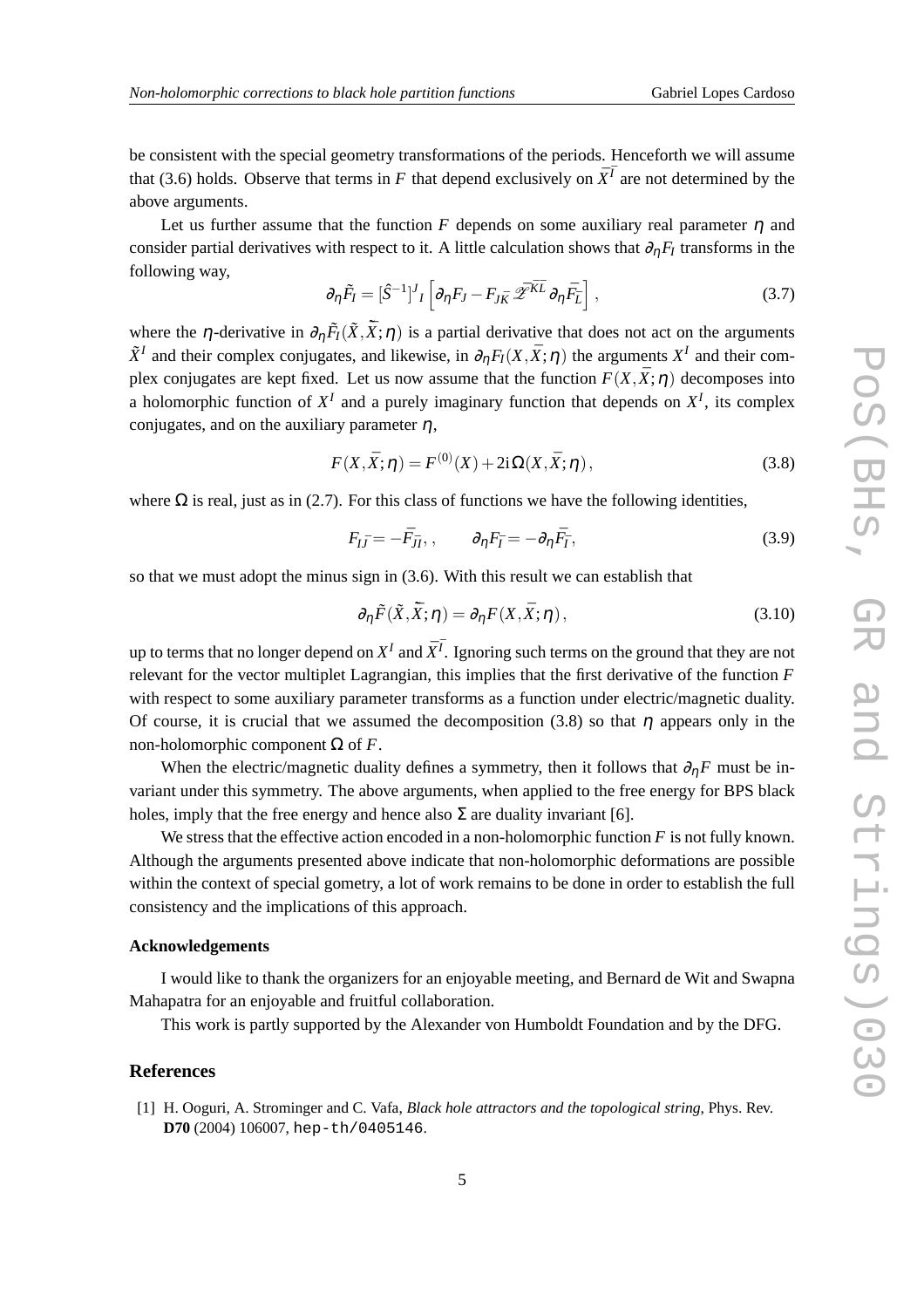be consistent with the special geometry transformations of the periods. Henceforth we will assume that (3.6) holds. Observe that terms in $F$ that depend exclusively on $\bar{X}^{\bar{I}}$ are not determined by the above arguments.

Let us further assume that the function $F$ depends on some auxiliary real parameter $\eta$ and consider partial derivatives with respect to it. A little calculation shows that $\partial_\eta F_I$ transforms in the following way,

$$\partial_\eta \tilde{F}_I = [\hat{S}^{-1}]^J{}_I \left[ \partial_\eta F_J - F_{J\bar{K}}\, \bar{\mathscr{Z}}^{\bar{K}\bar{L}}\, \partial_\eta \bar{F}_{\bar{L}} \right], \tag{3.7}$$

where the $\eta$-derivative in $\partial_\eta \tilde{F}_I(\tilde{X},\tilde{\bar{X}};\eta)$ is a partial derivative that does not act on the arguments $\tilde{X}^I$ and their complex conjugates, and likewise, in $\partial_\eta F_I(X,\bar{X};\eta)$ the arguments $X^I$ and their complex conjugates are kept fixed. Let us now assume that the function $F(X,\bar{X};\eta)$ decomposes into a holomorphic function of $X^I$ and a purely imaginary function that depends on $X^I$, its complex conjugates, and on the auxiliary parameter $\eta$,

$$F(X,\bar{X};\eta) = F^{(0)}(X) + 2\mathrm{i}\,\Omega(X,\bar{X};\eta)\,, \tag{3.8}$$

where $\Omega$ is real, just as in (2.7). For this class of functions we have the following identities,

$$F_{I\bar{J}} = -\bar{F}_{\bar{J}I}\,, \qquad \partial_\eta F_{\bar{I}} = -\partial_\eta \bar{F}_{\bar{I}}, \tag{3.9}$$

so that we must adopt the minus sign in (3.6). With this result we can establish that

$$\partial_\eta \tilde{F}(\tilde{X},\tilde{\bar{X}};\eta) = \partial_\eta F(X,\bar{X};\eta)\,, \tag{3.10}$$

up to terms that no longer depend on $X^I$ and $\bar{X}^{\bar{I}}$. Ignoring such terms on the ground that they are not relevant for the vector multiplet Lagrangian, this implies that the first derivative of the function $F$ with respect to some auxiliary parameter transforms as a function under electric/magnetic duality. Of course, it is crucial that we assumed the decomposition (3.8) so that $\eta$ appears only in the non-holomorphic component $\Omega$ of $F$.

When the electric/magnetic duality defines a symmetry, then it follows that $\partial_\eta F$ must be invariant under this symmetry. The above arguments, when applied to the free energy for BPS black holes, imply that the free energy and hence also $\Sigma$ are duality invariant [6].

We stress that the effective action encoded in a non-holomorphic function $F$ is not fully known. Although the arguments presented above indicate that non-holomorphic deformations are possible within the context of special gometry, a lot of work remains to be done in order to establish the full consistency and the implications of this approach.

#### Acknowledgements

I would like to thank the organizers for an enjoyable meeting, and Bernard de Wit and Swapna Mahapatra for an enjoyable and fruitful collaboration.

This work is partly supported by the Alexander von Humboldt Foundation and by the DFG.

## References

[1] H. Ooguri, A. Strominger and C. Vafa, *Black hole attractors and the topological string*, Phys. Rev. **D70** (2004) 106007, hep-th/0405146.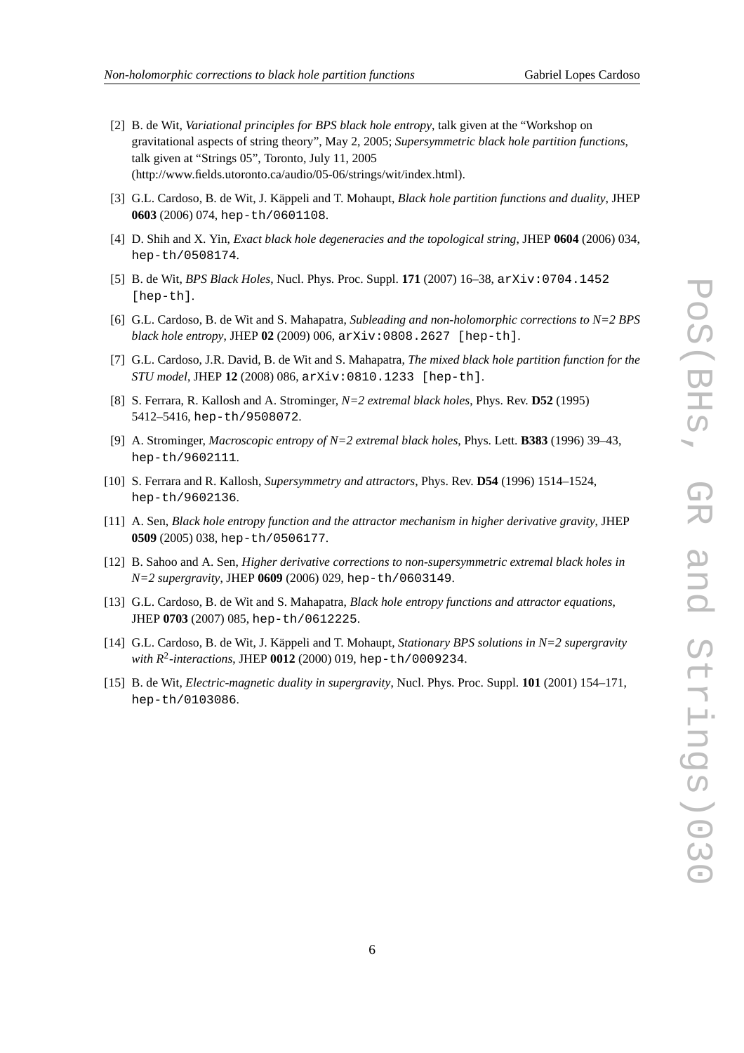[2] B. de Wit, *Variational principles for BPS black hole entropy*, talk given at the "Workshop on gravitational aspects of string theory", May 2, 2005; *Supersymmetric black hole partition functions*, talk given at "Strings 05", Toronto, July 11, 2005 (http://www.fields.utoronto.ca/audio/05-06/strings/wit/index.html).

[3] G.L. Cardoso, B. de Wit, J. Käppeli and T. Mohaupt, *Black hole partition functions and duality*, JHEP **0603** (2006) 074, hep-th/0601108.

[4] D. Shih and X. Yin, *Exact black hole degeneracies and the topological string*, JHEP **0604** (2006) 034, hep-th/0508174.

[5] B. de Wit, *BPS Black Holes*, Nucl. Phys. Proc. Suppl. **171** (2007) 16–38, arXiv:0704.1452 [hep-th].

[6] G.L. Cardoso, B. de Wit and S. Mahapatra, *Subleading and non-holomorphic corrections to N=2 BPS black hole entropy*, JHEP **02** (2009) 006, arXiv:0808.2627 [hep-th].

[7] G.L. Cardoso, J.R. David, B. de Wit and S. Mahapatra, *The mixed black hole partition function for the STU model*, JHEP **12** (2008) 086, arXiv:0810.1233 [hep-th].

[8] S. Ferrara, R. Kallosh and A. Strominger, *N=2 extremal black holes*, Phys. Rev. **D52** (1995) 5412–5416, hep-th/9508072.

[9] A. Strominger, *Macroscopic entropy of N=2 extremal black holes*, Phys. Lett. **B383** (1996) 39–43, hep-th/9602111.

[10] S. Ferrara and R. Kallosh, *Supersymmetry and attractors*, Phys. Rev. **D54** (1996) 1514–1524, hep-th/9602136.

[11] A. Sen, *Black hole entropy function and the attractor mechanism in higher derivative gravity*, JHEP **0509** (2005) 038, hep-th/0506177.

[12] B. Sahoo and A. Sen, *Higher derivative corrections to non-supersymmetric extremal black holes in N=2 supergravity*, JHEP **0609** (2006) 029, hep-th/0603149.

[13] G.L. Cardoso, B. de Wit and S. Mahapatra, *Black hole entropy functions and attractor equations*, JHEP **0703** (2007) 085, hep-th/0612225.

[14] G.L. Cardoso, B. de Wit, J. Käppeli and T. Mohaupt, *Stationary BPS solutions in N=2 supergravity with $R^2$-interactions*, JHEP **0012** (2000) 019, hep-th/0009234.

[15] B. de Wit, *Electric-magnetic duality in supergravity*, Nucl. Phys. Proc. Suppl. **101** (2001) 154–171, hep-th/0103086.